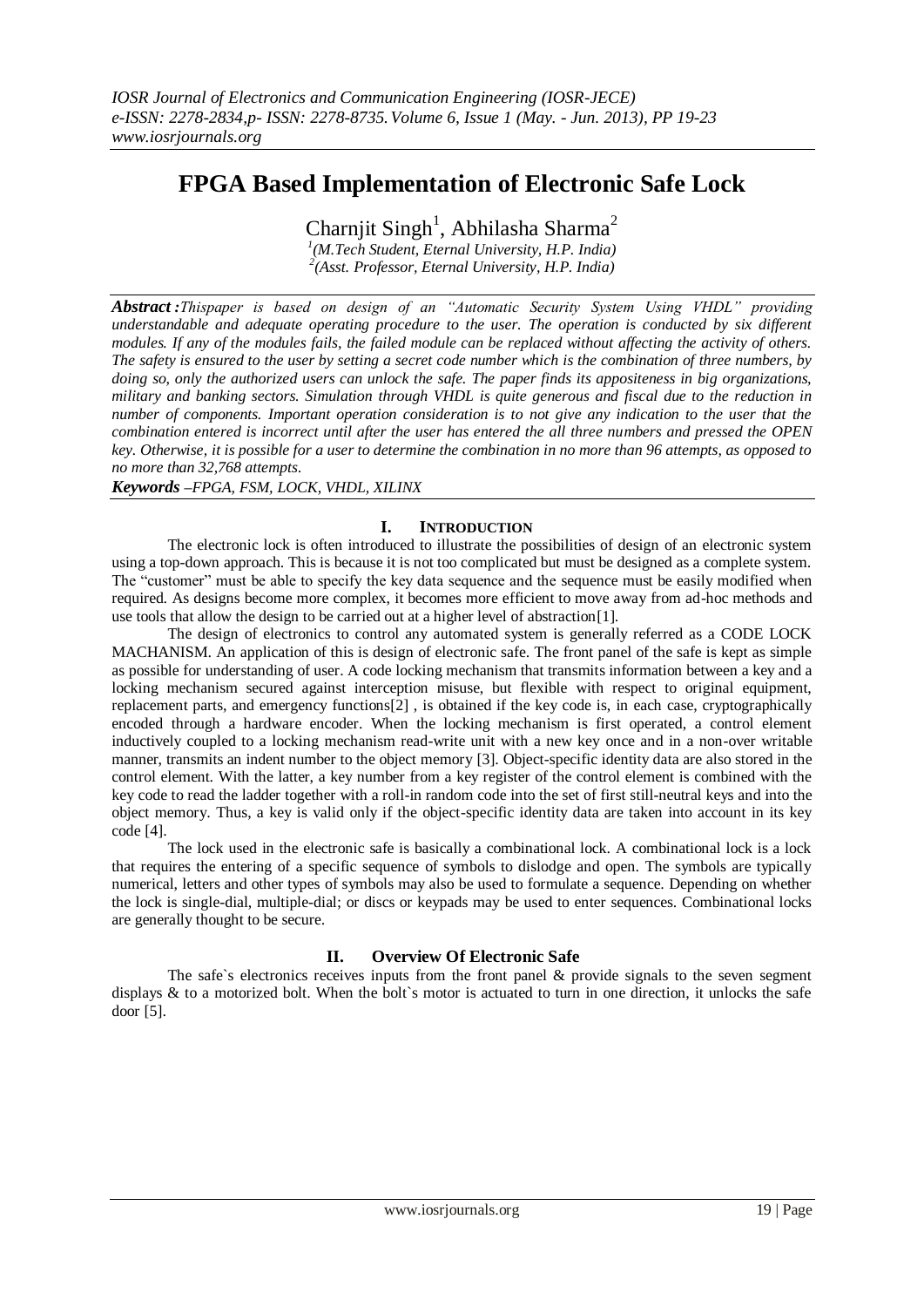# FPGA Based Implementation of Electronic Safe Lock

Charnjit Singh[1], Abhilasha Sharma[2]

[1](M.Tech Student, Eternal University, H.P. India)
[2](Asst. Professor, Eternal University, H.P. India)

***Abstract :****Thispaper is based on design of an "Automatic Security System Using VHDL" providing understandable and adequate operating procedure to the user. The operation is conducted by six different modules. If any of the modules fails, the failed module can be replaced without affecting the activity of others. The safety is ensured to the user by setting a secret code number which is the combination of three numbers, by doing so, only the authorized users can unlock the safe. The paper finds its appositeness in big organizations, military and banking sectors. Simulation through VHDL is quite generous and fiscal due to the reduction in number of components. Important operation consideration is to not give any indication to the user that the combination entered is incorrect until after the user has entered the all three numbers and pressed the OPEN key. Otherwise, it is possible for a user to determine the combination in no more than 96 attempts, as opposed to no more than 32,768 attempts.*

***Keywords*** *–FPGA, FSM, LOCK, VHDL, XILINX*

## I. INTRODUCTION

The electronic lock is often introduced to illustrate the possibilities of design of an electronic system using a top-down approach. This is because it is not too complicated but must be designed as a complete system. The "customer" must be able to specify the key data sequence and the sequence must be easily modified when required. As designs become more complex, it becomes more efficient to move away from ad-hoc methods and use tools that allow the design to be carried out at a higher level of abstraction[1].

The design of electronics to control any automated system is generally referred as a CODE LOCK MACHANISM. An application of this is design of electronic safe. The front panel of the safe is kept as simple as possible for understanding of user. A code locking mechanism that transmits information between a key and a locking mechanism secured against interception misuse, but flexible with respect to original equipment, replacement parts, and emergency functions[2] , is obtained if the key code is, in each case, cryptographically encoded through a hardware encoder. When the locking mechanism is first operated, a control element inductively coupled to a locking mechanism read-write unit with a new key once and in a non-over writable manner, transmits an indent number to the object memory [3]. Object-specific identity data are also stored in the control element. With the latter, a key number from a key register of the control element is combined with the key code to read the ladder together with a roll-in random code into the set of first still-neutral keys and into the object memory. Thus, a key is valid only if the object-specific identity data are taken into account in its key code [4].

The lock used in the electronic safe is basically a combinational lock. A combinational lock is a lock that requires the entering of a specific sequence of symbols to dislodge and open. The symbols are typically numerical, letters and other types of symbols may also be used to formulate a sequence. Depending on whether the lock is single-dial, multiple-dial; or discs or keypads may be used to enter sequences. Combinational locks are generally thought to be secure.

## II. Overview Of Electronic Safe

The safe`s electronics receives inputs from the front panel & provide signals to the seven segment displays & to a motorized bolt. When the bolt`s motor is actuated to turn in one direction, it unlocks the safe door [5].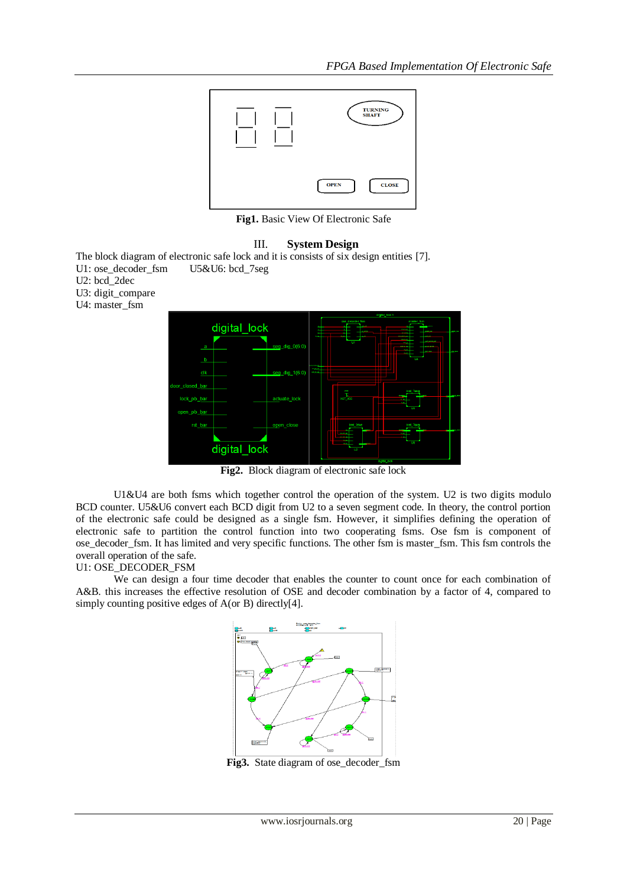**Fig1.** Basic View Of Electronic Safe

## III. System Design

The block diagram of electronic safe lock and it is consists of six design entities [7].

U1: ose_decoder_fsm U5&U6: bcd_7seg
U2: bcd_2dec
U3: digit_compare
U4: master_fsm

**Fig2.** Block diagram of electronic safe lock

U1&U4 are both fsms which together control the operation of the system. U2 is two digits modulo BCD counter. U5&U6 convert each BCD digit from U2 to a seven segment code. In theory, the control portion of the electronic safe could be designed as a single fsm. However, it simplifies defining the operation of electronic safe to partition the control function into two cooperating fsms. Ose fsm is component of ose_decoder_fsm. It has limited and very specific functions. The other fsm is master_fsm. This fsm controls the overall operation of the safe.

U1: OSE_DECODER_FSM

We can design a four time decoder that enables the counter to count once for each combination of A&B. this increases the effective resolution of OSE and decoder combination by a factor of 4, compared to simply counting positive edges of A(or B) directly[4].

**Fig3.** State diagram of ose_decoder_fsm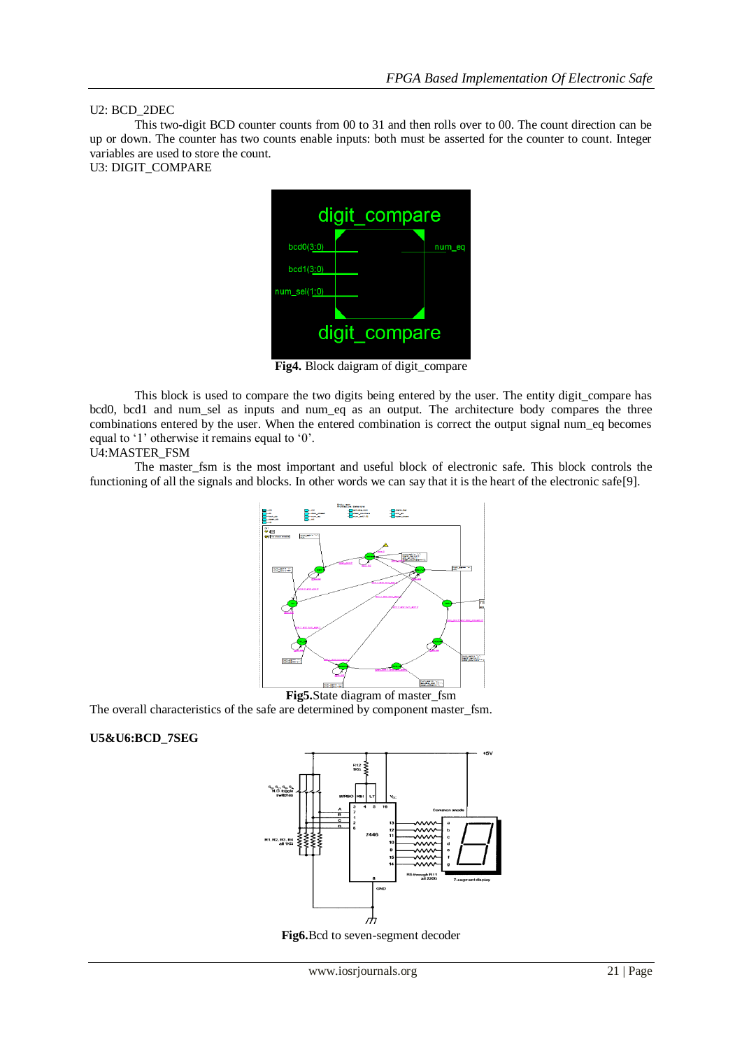U2: BCD_2DEC

This two-digit BCD counter counts from 00 to 31 and then rolls over to 00. The count direction can be up or down. The counter has two counts enable inputs: both must be asserted for the counter to count. Integer variables are used to store the count.

U3: DIGIT_COMPARE

**Fig4.** Block daigram of digit_compare

This block is used to compare the two digits being entered by the user. The entity digit_compare has bcd0, bcd1 and num_sel as inputs and num_eq as an output. The architecture body compares the three combinations entered by the user. When the entered combination is correct the output signal num_eq becomes equal to '1' otherwise it remains equal to '0'.

U4:MASTER_FSM

The master_fsm is the most important and useful block of electronic safe. This block controls the functioning of all the signals and blocks. In other words we can say that it is the heart of the electronic safe[9].

**Fig5.**State diagram of master_fsm

The overall characteristics of the safe are determined by component master_fsm.

**U5&U6:BCD_7SEG**

**Fig6.**Bcd to seven-segment decoder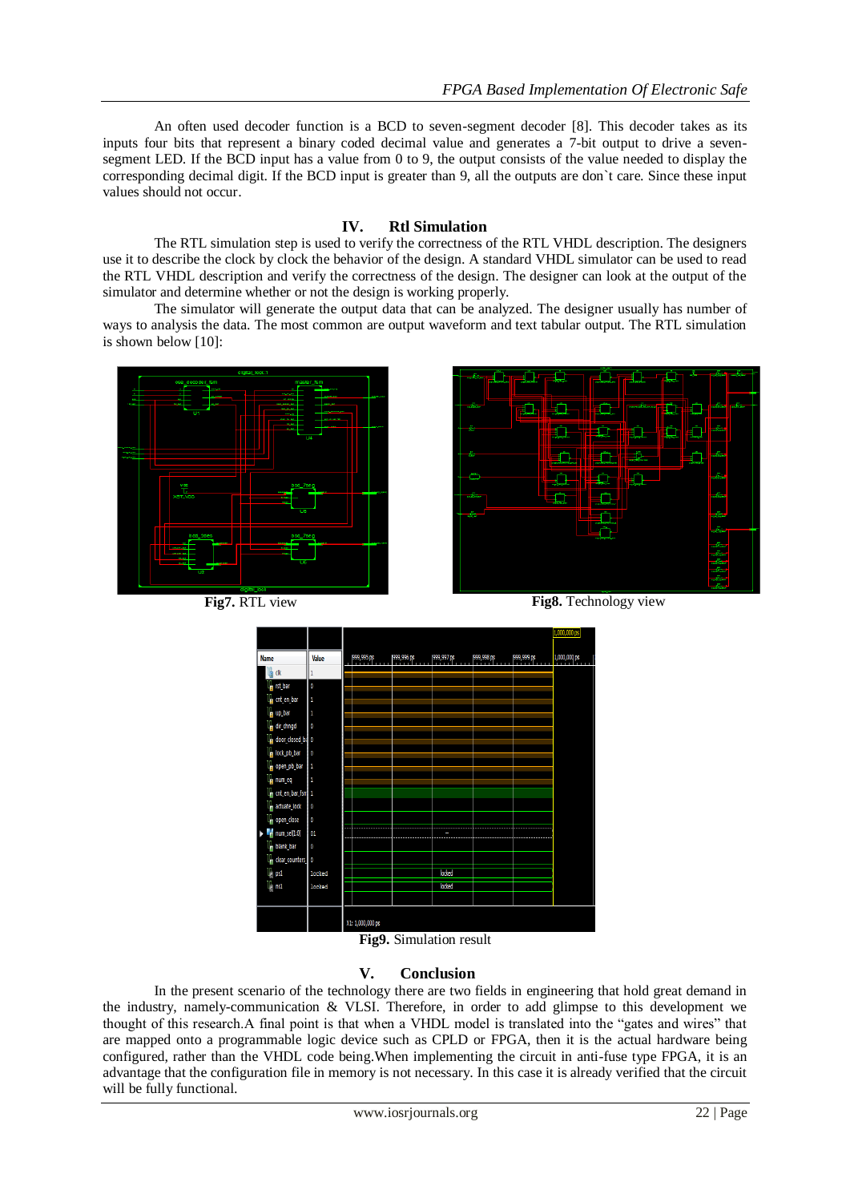An often used decoder function is a BCD to seven-segment decoder [8]. This decoder takes as its inputs four bits that represent a binary coded decimal value and generates a 7-bit output to drive a seven-segment LED. If the BCD input has a value from 0 to 9, the output consists of the value needed to display the corresponding decimal digit. If the BCD input is greater than 9, all the outputs are don`t care. Since these input values should not occur.

## IV. Rtl Simulation

The RTL simulation step is used to verify the correctness of the RTL VHDL description. The designers use it to describe the clock by clock the behavior of the design. A standard VHDL simulator can be used to read the RTL VHDL description and verify the correctness of the design. The designer can look at the output of the simulator and determine whether or not the design is working properly.

The simulator will generate the output data that can be analyzed. The designer usually has number of ways to analysis the data. The most common are output waveform and text tabular output. The RTL simulation is shown below [10]:

**Fig7.** RTL view

**Fig8.** Technology view

**Fig9.** Simulation result

## V. Conclusion

In the present scenario of the technology there are two fields in engineering that hold great demand in the industry, namely-communication & VLSI. Therefore, in order to add glimpse to this development we thought of this research.A final point is that when a VHDL model is translated into the "gates and wires" that are mapped onto a programmable logic device such as CPLD or FPGA, then it is the actual hardware being configured, rather than the VHDL code being.When implementing the circuit in anti-fuse type FPGA, it is an advantage that the configuration file in memory is not necessary. In this case it is already verified that the circuit will be fully functional.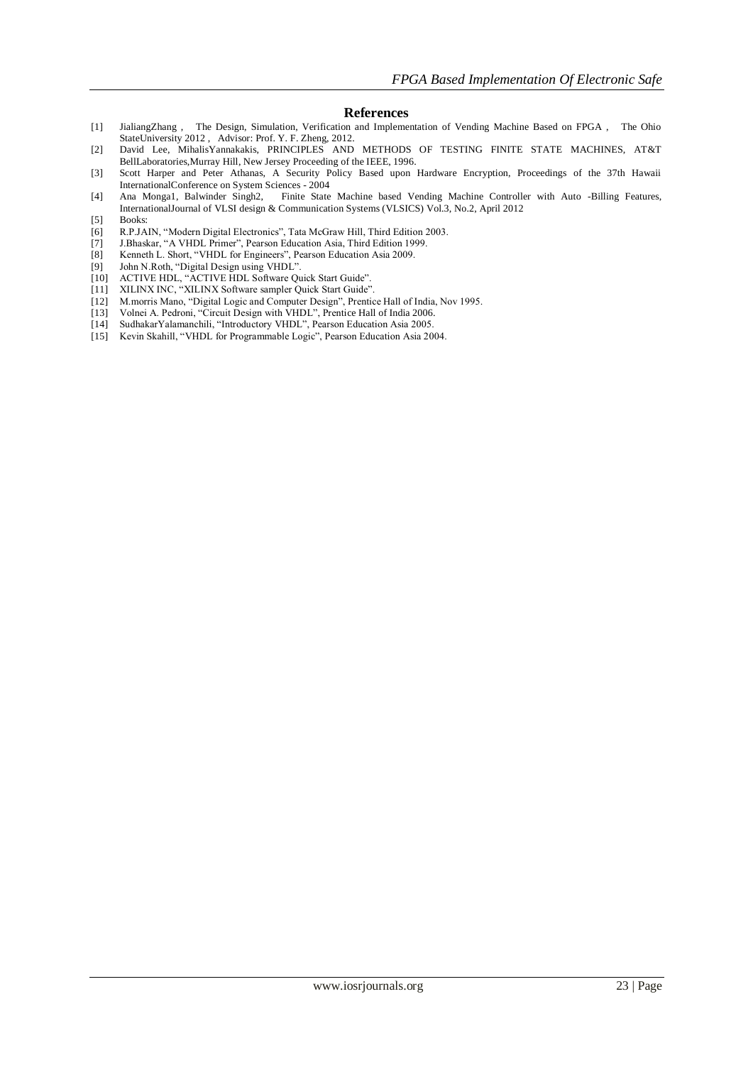## References

[1] JialiangZhang , The Design, Simulation, Verification and Implementation of Vending Machine Based on FPGA , The Ohio StateUniversity 2012 , Advisor: Prof. Y. F. Zheng, 2012.

[2] David Lee, MihalisYannakakis, PRINCIPLES AND METHODS OF TESTING FINITE STATE MACHINES, AT&T BellLaboratories,Murray Hill, New Jersey Proceeding of the IEEE, 1996.

[3] Scott Harper and Peter Athanas, A Security Policy Based upon Hardware Encryption, Proceedings of the 37th Hawaii InternationalConference on System Sciences - 2004

[4] Ana Monga1, Balwinder Singh2, Finite State Machine based Vending Machine Controller with Auto -Billing Features, InternationalJournal of VLSI design & Communication Systems (VLSICS) Vol.3, No.2, April 2012

[5] Books:

[6] R.P.JAIN, "Modern Digital Electronics", Tata McGraw Hill, Third Edition 2003.

[7] J.Bhaskar, "A VHDL Primer", Pearson Education Asia, Third Edition 1999.

[8] Kenneth L. Short, "VHDL for Engineers", Pearson Education Asia 2009.

[9] John N.Roth, "Digital Design using VHDL".

[10] ACTIVE HDL, "ACTIVE HDL Software Quick Start Guide".

[11] XILINX INC, "XILINX Software sampler Quick Start Guide".

[12] M.morris Mano, "Digital Logic and Computer Design", Prentice Hall of India, Nov 1995.

[13] Volnei A. Pedroni, "Circuit Design with VHDL", Prentice Hall of India 2006.

[14] SudhakarYalamanchili, "Introductory VHDL", Pearson Education Asia 2005.

[15] Kevin Skahill, "VHDL for Programmable Logic", Pearson Education Asia 2004.